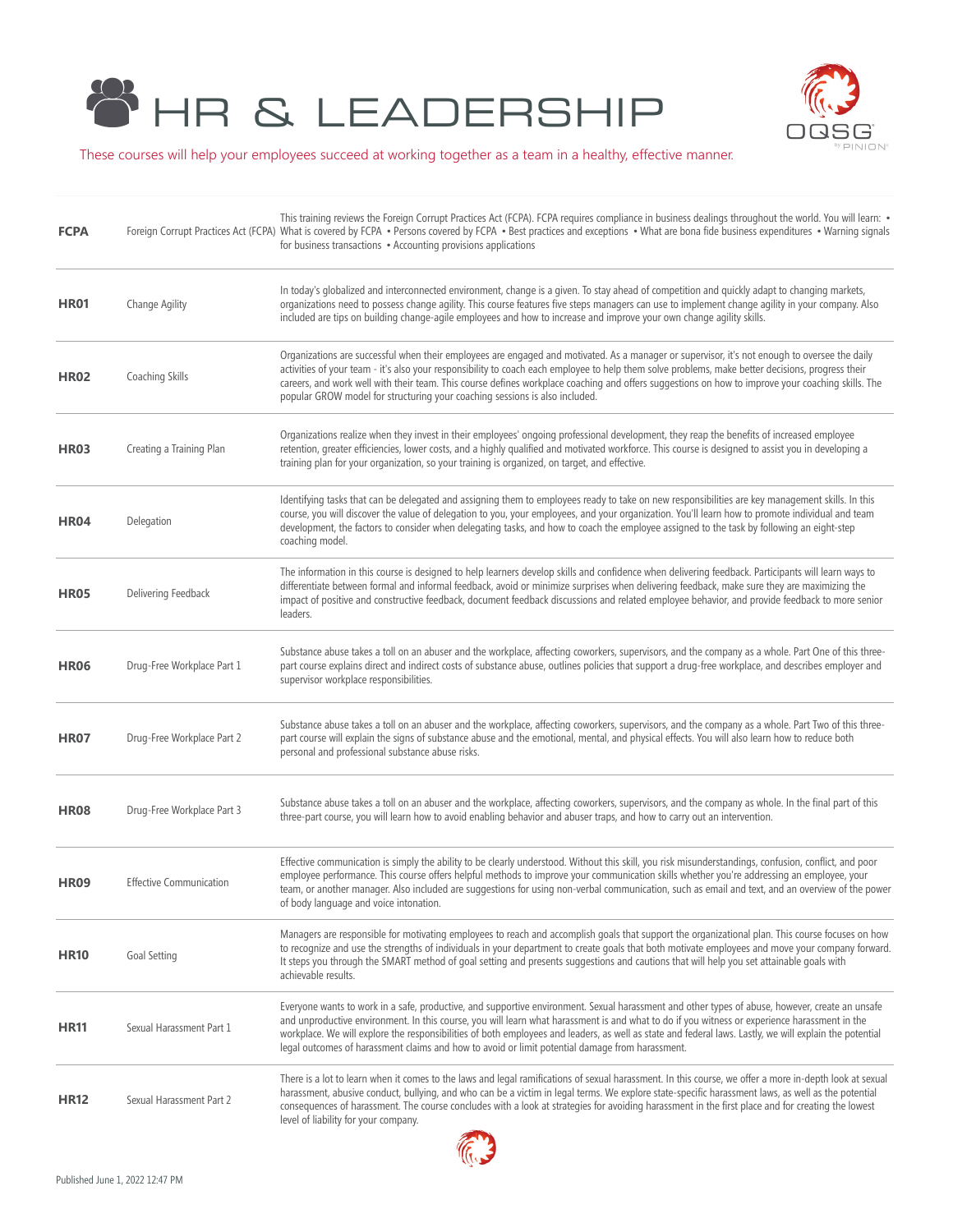# HR & LEADERSHIP

These courses will help your employees succeed at working together as a team in a healthy, effective manner.

| Code | Course | Description |
| --- | --- | --- |
| **FCPA** | Foreign Corrupt Practices Act (FCPA) | This training reviews the Foreign Corrupt Practices Act (FCPA). FCPA requires compliance in business dealings throughout the world. You will learn: • What is covered by FCPA • Persons covered by FCPA • Best practices and exceptions • What are bona fide business expenditures • Warning signals for business transactions • Accounting provisions applications |
| **HR01** | Change Agility | In today's globalized and interconnected environment, change is a given. To stay ahead of competition and quickly adapt to changing markets, organizations need to possess change agility. This course features five steps managers can use to implement change agility in your company. Also included are tips on building change-agile employees and how to increase and improve your own change agility skills. |
| **HR02** | Coaching Skills | Organizations are successful when their employees are engaged and motivated. As a manager or supervisor, it's not enough to oversee the daily activities of your team - it's also your responsibility to coach each employee to help them solve problems, make better decisions, progress their careers, and work well with their team. This course defines workplace coaching and offers suggestions on how to improve your coaching skills. The popular GROW model for structuring your coaching sessions is also included. |
| **HR03** | Creating a Training Plan | Organizations realize when they invest in their employees' ongoing professional development, they reap the benefits of increased employee retention, greater efficiencies, lower costs, and a highly qualified and motivated workforce. This course is designed to assist you in developing a training plan for your organization, so your training is organized, on target, and effective. |
| **HR04** | Delegation | Identifying tasks that can be delegated and assigning them to employees ready to take on new responsibilities are key management skills. In this course, you will discover the value of delegation to you, your employees, and your organization. You'll learn how to promote individual and team development, the factors to consider when delegating tasks, and how to coach the employee assigned to the task by following an eight-step coaching model. |
| **HR05** | Delivering Feedback | The information in this course is designed to help learners develop skills and confidence when delivering feedback. Participants will learn ways to differentiate between formal and informal feedback, avoid or minimize surprises when delivering feedback, make sure they are maximizing the impact of positive and constructive feedback, document feedback discussions and related employee behavior, and provide feedback to more senior leaders. |
| **HR06** | Drug-Free Workplace Part 1 | Substance abuse takes a toll on an abuser and the workplace, affecting coworkers, supervisors, and the company as a whole. Part One of this three-part course explains direct and indirect costs of substance abuse, outlines policies that support a drug-free workplace, and describes employer and supervisor workplace responsibilities. |
| **HR07** | Drug-Free Workplace Part 2 | Substance abuse takes a toll on an abuser and the workplace, affecting coworkers, supervisors, and the company as a whole. Part Two of this three-part course will explain the signs of substance abuse and the emotional, mental, and physical effects. You will also learn how to reduce both personal and professional substance abuse risks. |
| **HR08** | Drug-Free Workplace Part 3 | Substance abuse takes a toll on an abuser and the workplace, affecting coworkers, supervisors, and the company as whole. In the final part of this three-part course, you will learn how to avoid enabling behavior and abuser traps, and how to carry out an intervention. |
| **HR09** | Effective Communication | Effective communication is simply the ability to be clearly understood. Without this skill, you risk misunderstandings, confusion, conflict, and poor employee performance. This course offers helpful methods to improve your communication skills whether you're addressing an employee, your team, or another manager. Also included are suggestions for using non-verbal communication, such as email and text, and an overview of the power of body language and voice intonation. |
| **HR10** | Goal Setting | Managers are responsible for motivating employees to reach and accomplish goals that support the organizational plan. This course focuses on how to recognize and use the strengths of individuals in your department to create goals that both motivate employees and move your company forward. It steps you through the SMART method of goal setting and presents suggestions and cautions that will help you set attainable goals with achievable results. |
| **HR11** | Sexual Harassment Part 1 | Everyone wants to work in a safe, productive, and supportive environment. Sexual harassment and other types of abuse, however, create an unsafe and unproductive environment. In this course, you will learn what harassment is and what to do if you witness or experience harassment in the workplace. We will explore the responsibilities of both employees and leaders, as well as state and federal laws. Lastly, we will explain the potential legal outcomes of harassment claims and how to avoid or limit potential damage from harassment. |
| **HR12** | Sexual Harassment Part 2 | There is a lot to learn when it comes to the laws and legal ramifications of sexual harassment. In this course, we offer a more in-depth look at sexual harassment, abusive conduct, bullying, and who can be a victim in legal terms. We explore state-specific harassment laws, as well as the potential consequences of harassment. The course concludes with a look at strategies for avoiding harassment in the first place and for creating the lowest level of liability for your company. |

Published June 1, 2022 12:47 PM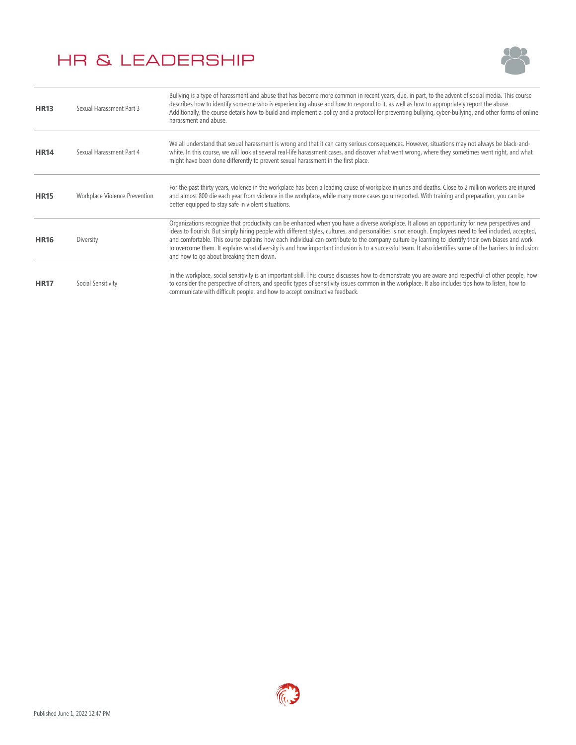# HR & LEADERSHIP

| | | |
|---|---|---|
| **HR13** | Sexual Harassment Part 3 | Bullying is a type of harassment and abuse that has become more common in recent years, due, in part, to the advent of social media. This course describes how to identify someone who is experiencing abuse and how to respond to it, as well as how to appropriately report the abuse. Additionally, the course details how to build and implement a policy and a protocol for preventing bullying, cyber-bullying, and other forms of online harassment and abuse. |
| **HR14** | Sexual Harassment Part 4 | We all understand that sexual harassment is wrong and that it can carry serious consequences. However, situations may not always be black-and-white. In this course, we will look at several real-life harassment cases, and discover what went wrong, where they sometimes went right, and what might have been done differently to prevent sexual harassment in the first place. |
| **HR15** | Workplace Violence Prevention | For the past thirty years, violence in the workplace has been a leading cause of workplace injuries and deaths. Close to 2 million workers are injured and almost 800 die each year from violence in the workplace, while many more cases go unreported. With training and preparation, you can be better equipped to stay safe in violent situations. |
| **HR16** | Diversity | Organizations recognize that productivity can be enhanced when you have a diverse workplace. It allows an opportunity for new perspectives and ideas to flourish. But simply hiring people with different styles, cultures, and personalities is not enough. Employees need to feel included, accepted, and comfortable. This course explains how each individual can contribute to the company culture by learning to identify their own biases and work to overcome them. It explains what diversity is and how important inclusion is to a successful team. It also identifies some of the barriers to inclusion and how to go about breaking them down. |
| **HR17** | Social Sensitivity | In the workplace, social sensitivity is an important skill. This course discusses how to demonstrate you are aware and respectful of other people, how to consider the perspective of others, and specific types of sensitivity issues common in the workplace. It also includes tips how to listen, how to communicate with difficult people, and how to accept constructive feedback. |

Published June 1, 2022 12:47 PM